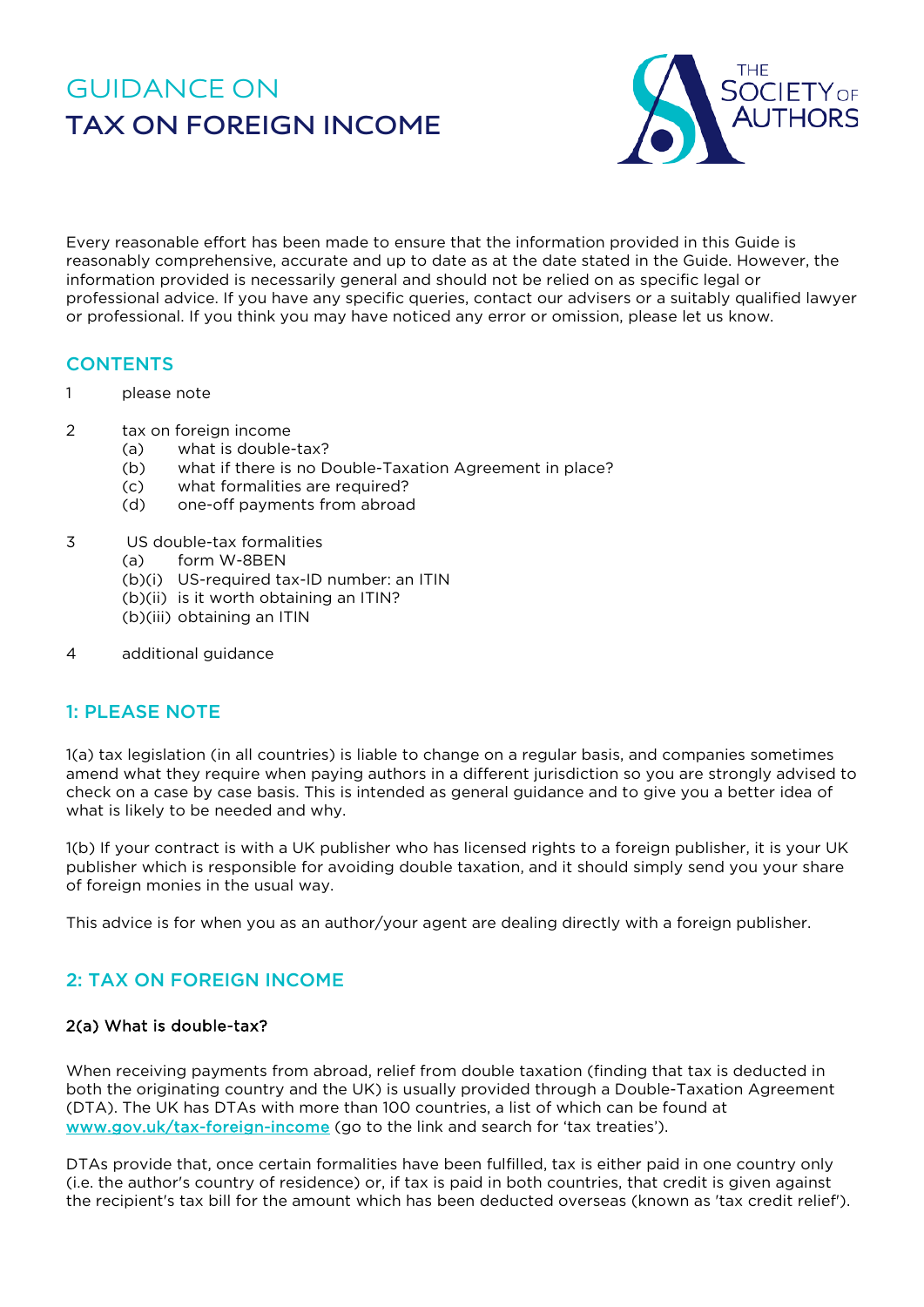# GUIDANCE ON TAX ON FOREIGN INCOME

Every reasonable effort has been made to ensure that the information provided in this Guide is reasonably comprehensive, accurate and up to date as at the date stated in the Guide. However, the information provided is necessarily general and should not be relied on as specific legal or professional advice. If you have any specific queries, contact our advisers or a suitably qualified lawyer or professional. If you think you may have noticed any error or omission, please let us know.

## CONTENTS

1. please note
2. tax on foreign income
   - (a) what is double-tax?
   - (b) what if there is no Double-Taxation Agreement in place?
   - (c) what formalities are required?
   - (d) one-off payments from abroad
3. US double-tax formalities
   - (a) form W-8BEN
   - (b)(i) US-required tax-ID number: an ITIN
   - (b)(ii) is it worth obtaining an ITIN?
   - (b)(iii) obtaining an ITIN
4. additional guidance

## 1: PLEASE NOTE

1(a) tax legislation (in all countries) is liable to change on a regular basis, and companies sometimes amend what they require when paying authors in a different jurisdiction so you are strongly advised to check on a case by case basis. This is intended as general guidance and to give you a better idea of what is likely to be needed and why.

1(b) If your contract is with a UK publisher who has licensed rights to a foreign publisher, it is your UK publisher which is responsible for avoiding double taxation, and it should simply send you your share of foreign monies in the usual way.

This advice is for when you as an author/your agent are dealing directly with a foreign publisher.

## 2: TAX ON FOREIGN INCOME

### 2(a) What is double-tax?

When receiving payments from abroad, relief from double taxation (finding that tax is deducted in both the originating country and the UK) is usually provided through a Double-Taxation Agreement (DTA). The UK has DTAs with more than 100 countries, a list of which can be found at [www.gov.uk/tax-foreign-income](http://www.gov.uk/tax-foreign-income) (go to the link and search for 'tax treaties').

DTAs provide that, once certain formalities have been fulfilled, tax is either paid in one country only (i.e. the author's country of residence) or, if tax is paid in both countries, that credit is given against the recipient's tax bill for the amount which has been deducted overseas (known as 'tax credit relief').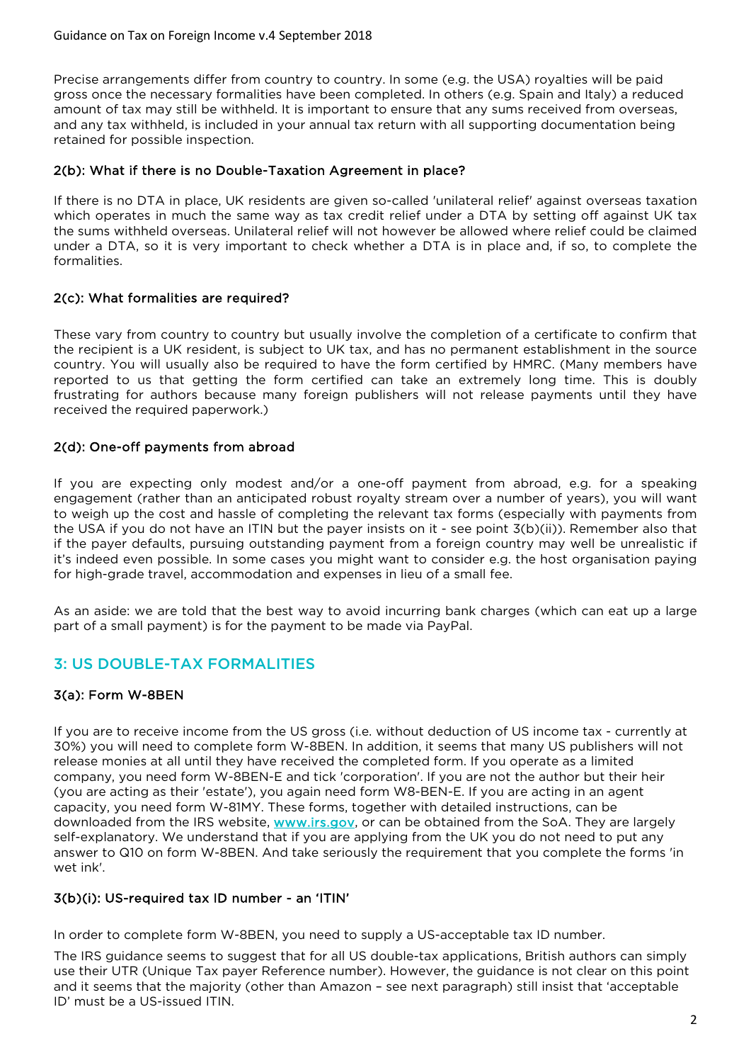Precise arrangements differ from country to country. In some (e.g. the USA) royalties will be paid gross once the necessary formalities have been completed. In others (e.g. Spain and Italy) a reduced amount of tax may still be withheld. It is important to ensure that any sums received from overseas, and any tax withheld, is included in your annual tax return with all supporting documentation being retained for possible inspection.

### 2(b): What if there is no Double-Taxation Agreement in place?

If there is no DTA in place, UK residents are given so-called 'unilateral relief' against overseas taxation which operates in much the same way as tax credit relief under a DTA by setting off against UK tax the sums withheld overseas. Unilateral relief will not however be allowed where relief could be claimed under a DTA, so it is very important to check whether a DTA is in place and, if so, to complete the formalities.

### 2(c): What formalities are required?

These vary from country to country but usually involve the completion of a certificate to confirm that the recipient is a UK resident, is subject to UK tax, and has no permanent establishment in the source country. You will usually also be required to have the form certified by HMRC. (Many members have reported to us that getting the form certified can take an extremely long time. This is doubly frustrating for authors because many foreign publishers will not release payments until they have received the required paperwork.)

### 2(d): One-off payments from abroad

If you are expecting only modest and/or a one-off payment from abroad, e.g. for a speaking engagement (rather than an anticipated robust royalty stream over a number of years), you will want to weigh up the cost and hassle of completing the relevant tax forms (especially with payments from the USA if you do not have an ITIN but the payer insists on it - see point 3(b)(ii)). Remember also that if the payer defaults, pursuing outstanding payment from a foreign country may well be unrealistic if it's indeed even possible. In some cases you might want to consider e.g. the host organisation paying for high-grade travel, accommodation and expenses in lieu of a small fee.

As an aside: we are told that the best way to avoid incurring bank charges (which can eat up a large part of a small payment) is for the payment to be made via PayPal.

## 3: US DOUBLE-TAX FORMALITIES

### 3(a): Form W-8BEN

If you are to receive income from the US gross (i.e. without deduction of US income tax - currently at 30%) you will need to complete form W-8BEN. In addition, it seems that many US publishers will not release monies at all until they have received the completed form. If you operate as a limited company, you need form W-8BEN-E and tick 'corporation'. If you are not the author but their heir (you are acting as their 'estate'), you again need form W8-BEN-E. If you are acting in an agent capacity, you need form W-81MY. These forms, together with detailed instructions, can be downloaded from the IRS website, [www.irs.gov](http://www.irs.gov), or can be obtained from the SoA. They are largely self-explanatory. We understand that if you are applying from the UK you do not need to put any answer to Q10 on form W-8BEN. And take seriously the requirement that you complete the forms 'in wet ink'.

### 3(b)(i): US-required tax ID number - an 'ITIN'

In order to complete form W-8BEN, you need to supply a US-acceptable tax ID number.

The IRS guidance seems to suggest that for all US double-tax applications, British authors can simply use their UTR (Unique Tax payer Reference number). However, the guidance is not clear on this point and it seems that the majority (other than Amazon – see next paragraph) still insist that 'acceptable ID' must be a US-issued ITIN.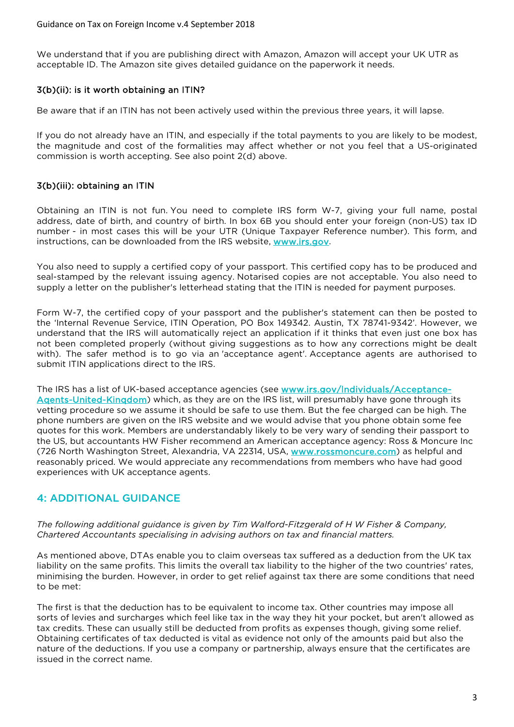We understand that if you are publishing direct with Amazon, Amazon will accept your UK UTR as acceptable ID. The Amazon site gives detailed guidance on the paperwork it needs.

### 3(b)(ii): is it worth obtaining an ITIN?

Be aware that if an ITIN has not been actively used within the previous three years, it will lapse.

If you do not already have an ITIN, and especially if the total payments to you are likely to be modest, the magnitude and cost of the formalities may affect whether or not you feel that a US-originated commission is worth accepting. See also point 2(d) above.

### 3(b)(iii): obtaining an ITIN

Obtaining an ITIN is not fun. You need to complete IRS form W-7, giving your full name, postal address, date of birth, and country of birth. In box 6B you should enter your foreign (non-US) tax ID number - in most cases this will be your UTR (Unique Taxpayer Reference number). This form, and instructions, can be downloaded from the IRS website, [www.irs.gov](http://www.irs.gov).

You also need to supply a certified copy of your passport. This certified copy has to be produced and seal-stamped by the relevant issuing agency. Notarised copies are not acceptable. You also need to supply a letter on the publisher's letterhead stating that the ITIN is needed for payment purposes.

Form W-7, the certified copy of your passport and the publisher's statement can then be posted to the 'Internal Revenue Service, ITIN Operation, PO Box 149342. Austin, TX 78741-9342'. However, we understand that the IRS will automatically reject an application if it thinks that even just one box has not been completed properly (without giving suggestions as to how any corrections might be dealt with). The safer method is to go via an 'acceptance agent'. Acceptance agents are authorised to submit ITIN applications direct to the IRS.

The IRS has a list of UK-based acceptance agencies (see [www.irs.gov/Individuals/Acceptance-Agents-United-Kingdom](http://www.irs.gov/Individuals/Acceptance-Agents-United-Kingdom)) which, as they are on the IRS list, will presumably have gone through its vetting procedure so we assume it should be safe to use them. But the fee charged can be high. The phone numbers are given on the IRS website and we would advise that you phone obtain some fee quotes for this work. Members are understandably likely to be very wary of sending their passport to the US, but accountants HW Fisher recommend an American acceptance agency: Ross & Moncure Inc (726 North Washington Street, Alexandria, VA 22314, USA, [www.rossmoncure.com](http://www.rossmoncure.com)) as helpful and reasonably priced. We would appreciate any recommendations from members who have had good experiences with UK acceptance agents.

## 4: ADDITIONAL GUIDANCE

*The following additional guidance is given by Tim Walford-Fitzgerald of H W Fisher & Company, Chartered Accountants specialising in advising authors on tax and financial matters.*

As mentioned above, DTAs enable you to claim overseas tax suffered as a deduction from the UK tax liability on the same profits. This limits the overall tax liability to the higher of the two countries' rates, minimising the burden. However, in order to get relief against tax there are some conditions that need to be met:

The first is that the deduction has to be equivalent to income tax. Other countries may impose all sorts of levies and surcharges which feel like tax in the way they hit your pocket, but aren't allowed as tax credits. These can usually still be deducted from profits as expenses though, giving some relief. Obtaining certificates of tax deducted is vital as evidence not only of the amounts paid but also the nature of the deductions. If you use a company or partnership, always ensure that the certificates are issued in the correct name.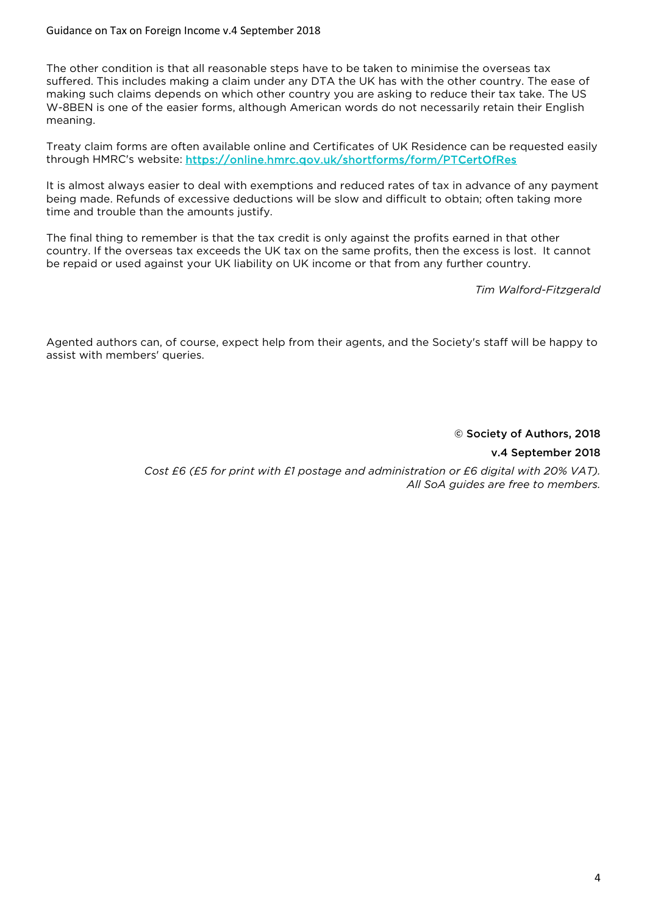The other condition is that all reasonable steps have to be taken to minimise the overseas tax suffered. This includes making a claim under any DTA the UK has with the other country. The ease of making such claims depends on which other country you are asking to reduce their tax take. The US W-8BEN is one of the easier forms, although American words do not necessarily retain their English meaning.

Treaty claim forms are often available online and Certificates of UK Residence can be requested easily through HMRC's website: [https://online.hmrc.gov.uk/shortforms/form/PTCertOfRes](https://online.hmrc.gov.uk/shortforms/form/PTCertOfRes)

It is almost always easier to deal with exemptions and reduced rates of tax in advance of any payment being made. Refunds of excessive deductions will be slow and difficult to obtain; often taking more time and trouble than the amounts justify.

The final thing to remember is that the tax credit is only against the profits earned in that other country. If the overseas tax exceeds the UK tax on the same profits, then the excess is lost. It cannot be repaid or used against your UK liability on UK income or that from any further country.

*Tim Walford-Fitzgerald*

Agented authors can, of course, expect help from their agents, and the Society's staff will be happy to assist with members' queries.

© Society of Authors, 2018

v.4 September 2018

*Cost £6 (£5 for print with £1 postage and administration or £6 digital with 20% VAT). All SoA guides are free to members.*